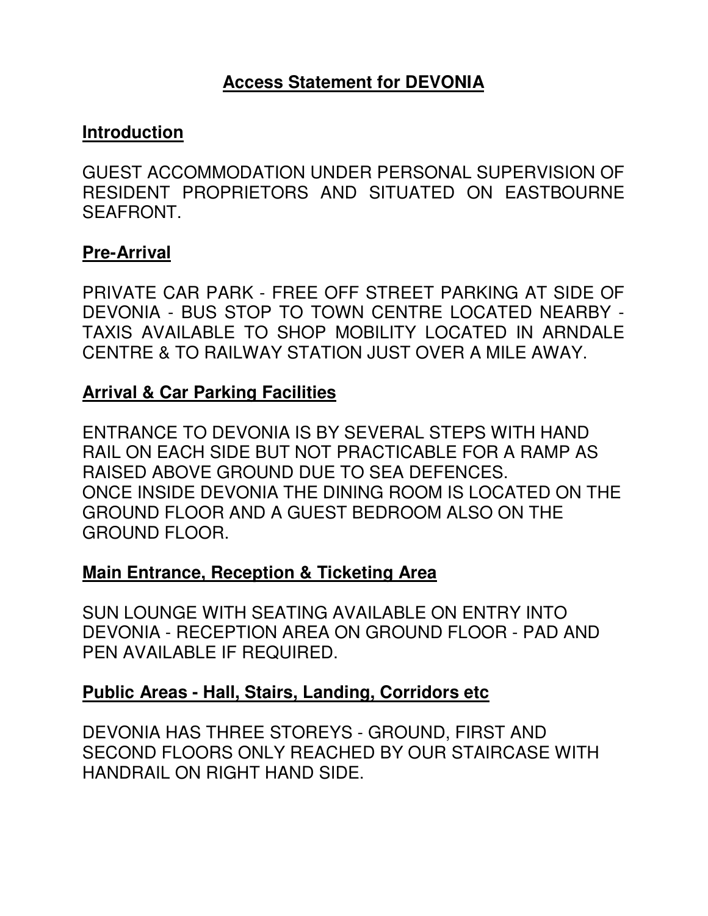# Access Statement for DEVONIA

## Introduction

GUEST ACCOMMODATION UNDER PERSONAL SUPERVISION OF RESIDENT PROPRIETORS AND SITUATED ON EASTBOURNE SEAFRONT.

## Pre-Arrival

PRIVATE CAR PARK - FREE OFF STREET PARKING AT SIDE OF DEVONIA - BUS STOP TO TOWN CENTRE LOCATED NEARBY - TAXIS AVAILABLE TO SHOP MOBILITY LOCATED IN ARNDALE CENTRE & TO RAILWAY STATION JUST OVER A MILE AWAY.

## Arrival & Car Parking Facilities

ENTRANCE TO DEVONIA IS BY SEVERAL STEPS WITH HAND RAIL ON EACH SIDE BUT NOT PRACTICABLE FOR A RAMP AS RAISED ABOVE GROUND DUE TO SEA DEFENCES.
ONCE INSIDE DEVONIA THE DINING ROOM IS LOCATED ON THE GROUND FLOOR AND A GUEST BEDROOM ALSO ON THE GROUND FLOOR.

## Main Entrance, Reception & Ticketing Area

SUN LOUNGE WITH SEATING AVAILABLE ON ENTRY INTO DEVONIA - RECEPTION AREA ON GROUND FLOOR - PAD AND PEN AVAILABLE IF REQUIRED.

## Public Areas - Hall, Stairs, Landing, Corridors etc

DEVONIA HAS THREE STOREYS - GROUND, FIRST AND SECOND FLOORS ONLY REACHED BY OUR STAIRCASE WITH HANDRAIL ON RIGHT HAND SIDE.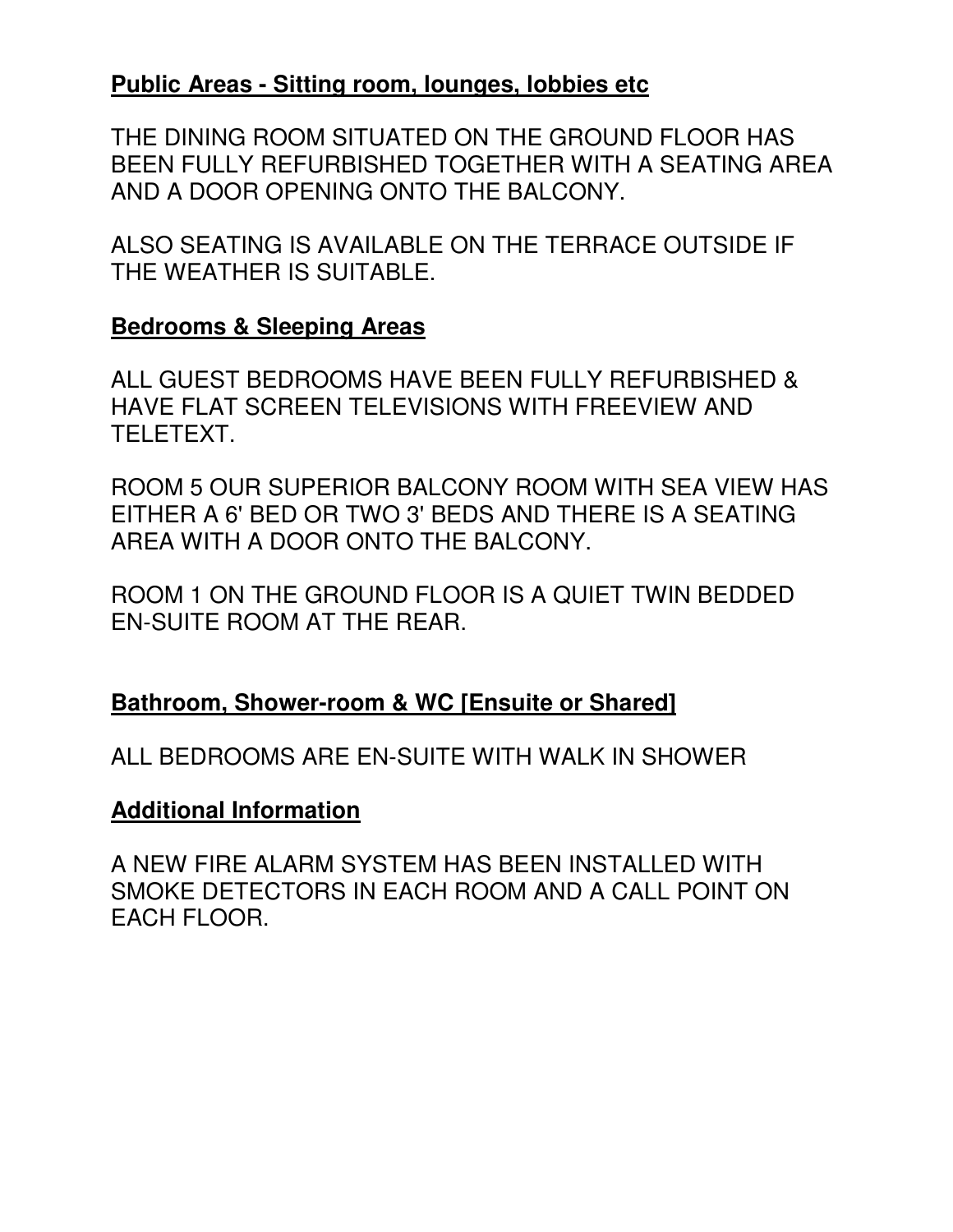**Public Areas - Sitting room, lounges, lobbies etc**

THE DINING ROOM SITUATED ON THE GROUND FLOOR HAS BEEN FULLY REFURBISHED TOGETHER WITH A SEATING AREA AND A DOOR OPENING ONTO THE BALCONY.

ALSO SEATING IS AVAILABLE ON THE TERRACE OUTSIDE IF THE WEATHER IS SUITABLE.

**Bedrooms & Sleeping Areas**

ALL GUEST BEDROOMS HAVE BEEN FULLY REFURBISHED & HAVE FLAT SCREEN TELEVISIONS WITH FREEVIEW AND TELETEXT.

ROOM 5 OUR SUPERIOR BALCONY ROOM WITH SEA VIEW HAS EITHER A 6' BED OR TWO 3' BEDS AND THERE IS A SEATING AREA WITH A DOOR ONTO THE BALCONY.

ROOM 1 ON THE GROUND FLOOR IS A QUIET TWIN BEDDED EN-SUITE ROOM AT THE REAR.

**Bathroom, Shower-room & WC [Ensuite or Shared]**

ALL BEDROOMS ARE EN-SUITE WITH WALK IN SHOWER

**Additional Information**

A NEW FIRE ALARM SYSTEM HAS BEEN INSTALLED WITH SMOKE DETECTORS IN EACH ROOM AND A CALL POINT ON EACH FLOOR.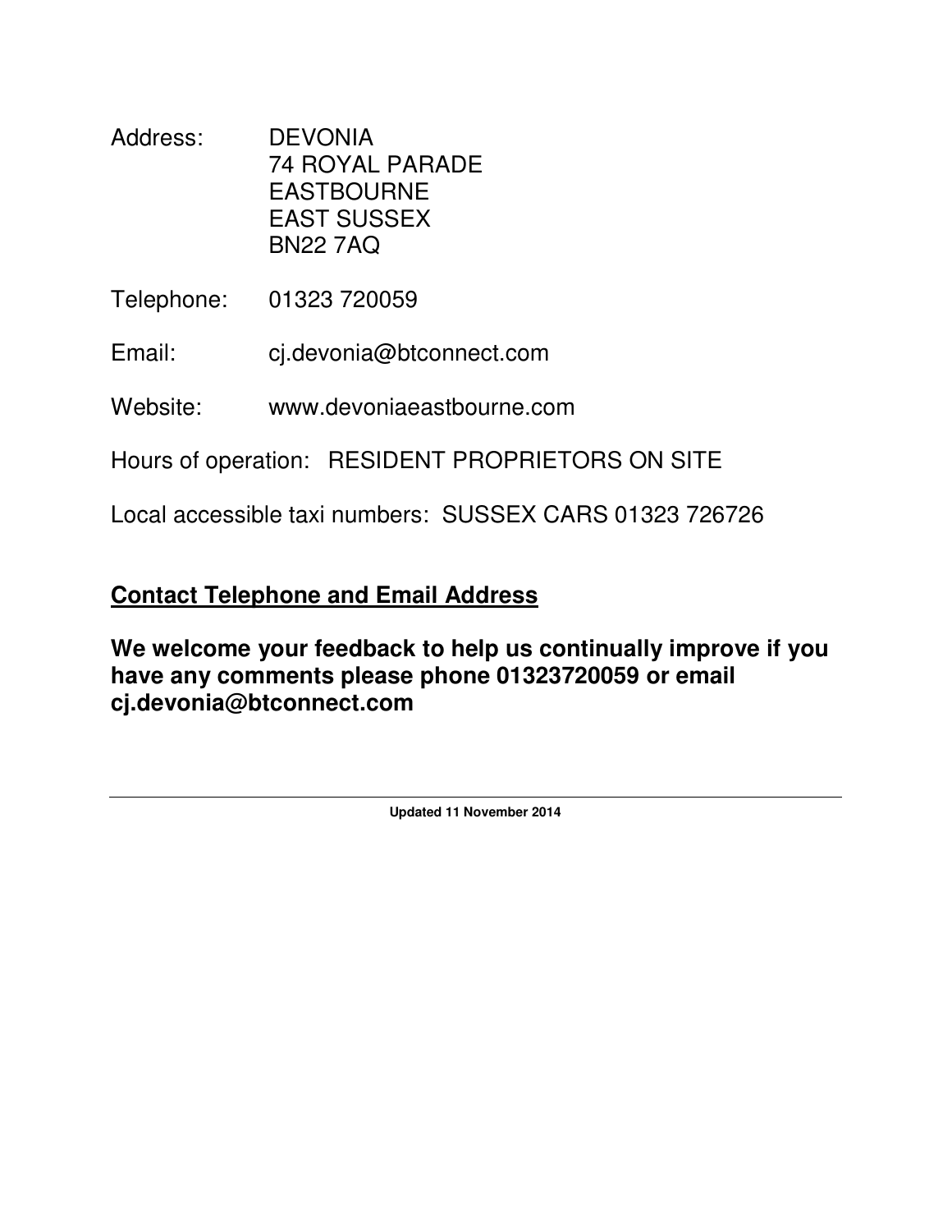Address: DEVONIA
74 ROYAL PARADE
EASTBOURNE
EAST SUSSEX
BN22 7AQ

Telephone: 01323 720059

Email: cj.devonia@btconnect.com

Website: www.devoniaeastbourne.com

Hours of operation: RESIDENT PROPRIETORS ON SITE

Local accessible taxi numbers: SUSSEX CARS 01323 726726

## Contact Telephone and Email Address

**We welcome your feedback to help us continually improve if you have any comments please phone 01323720059 or email cj.devonia@btconnect.com**

---

**Updated 11 November 2014**